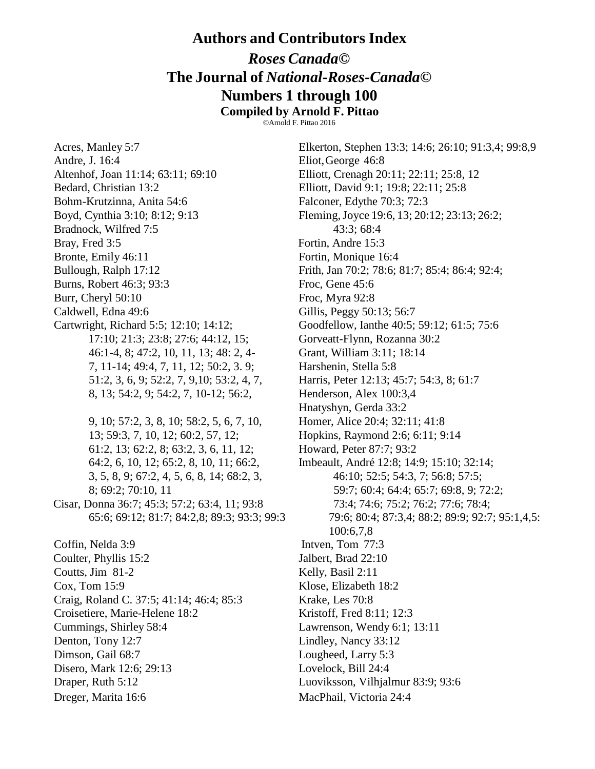# Authors and Contributors Index

## *Roses Canada©*
## The Journal of *National-Roses-Canada©*
## Numbers 1 through 100

**Compiled by Arnold F. Pittao**

©Arnold F. Pittao 2016

Acres, Manley 5:7
Andre, J. 16:4
Altenhof, Joan 11:14; 63:11; 69:10
Bedard, Christian 13:2
Bohm-Krutzinna, Anita 54:6
Boyd, Cynthia 3:10; 8:12; 9:13
Bradnock, Wilfred 7:5
Bray, Fred 3:5
Bronte, Emily 46:11
Bullough, Ralph 17:12
Burns, Robert 46:3; 93:3
Burr, Cheryl 50:10
Caldwell, Edna 49:6
Cartwright, Richard 5:5; 12:10; 14:12; 17:10; 21:3; 23:8; 27:6; 44:12, 15; 46:1-4, 8; 47:2, 10, 11, 13; 48: 2, 4-7, 11-14; 49:4, 7, 11, 12; 50:2, 3. 9; 51:2, 3, 6, 9; 52:2, 7, 9,10; 53:2, 4, 7, 8, 13; 54:2, 9; 54:2, 7, 10-12; 56:2, 9, 10; 57:2, 3, 8, 10; 58:2, 5, 6, 7, 10, 13; 59:3, 7, 10, 12; 60:2, 57, 12; 61:2, 13; 62:2, 8; 63:2, 3, 6, 11, 12; 64:2, 6, 10, 12; 65:2, 8, 10, 11; 66:2, 3, 5, 8, 9; 67:2, 4, 5, 6, 8, 14; 68:2, 3, 8; 69:2; 70:10, 11
Cisar, Donna 36:7; 45:3; 57:2; 63:4, 11; 93:8 65:6; 69:12; 81:7; 84:2,8; 89:3; 93:3; 99:3
Coffin, Nelda 3:9
Coulter, Phyllis 15:2
Coutts, Jim 81-2
Cox, Tom 15:9
Craig, Roland C. 37:5; 41:14; 46:4; 85:3
Croisetiere, Marie-Helene 18:2
Cummings, Shirley 58:4
Denton, Tony 12:7
Dimson, Gail 68:7
Disero, Mark 12:6; 29:13
Draper, Ruth 5:12
Dreger, Marita 16:6
Elkerton, Stephen 13:3; 14:6; 26:10; 91:3,4; 99:8,9
Eliot, George 46:8
Elliott, Crenagh 20:11; 22:11; 25:8, 12
Elliott, David 9:1; 19:8; 22:11; 25:8
Falconer, Edythe 70:3; 72:3
Fleming, Joyce 19:6, 13; 20:12; 23:13; 26:2; 43:3; 68:4
Fortin, Andre 15:3
Fortin, Monique 16:4
Frith, Jan 70:2; 78:6; 81:7; 85:4; 86:4; 92:4;
Froc, Gene 45:6
Froc, Myra 92:8
Gillis, Peggy 50:13; 56:7
Goodfellow, Ianthe 40:5; 59:12; 61:5; 75:6
Gorveatt-Flynn, Rozanna 30:2
Grant, William 3:11; 18:14
Harshenin, Stella 5:8
Harris, Peter 12:13; 45:7; 54:3, 8; 61:7
Henderson, Alex 100:3,4
Hnatyshyn, Gerda 33:2
Homer, Alice 20:4; 32:11; 41:8
Hopkins, Raymond 2:6; 6:11; 9:14
Howard, Peter 87:7; 93:2
Imbeault, André 12:8; 14:9; 15:10; 32:14; 46:10; 52:5; 54:3, 7; 56:8; 57:5; 59:7; 60:4; 64:4; 65:7; 69:8, 9; 72:2; 73:4; 74:6; 75:2; 76:2; 77:6; 78:4; 79:6; 80:4; 87:3,4; 88:2; 89:9; 92:7; 95:1,4,5: 100:6,7,8
Intven, Tom 77:3
Jalbert, Brad 22:10
Kelly, Basil 2:11
Klose, Elizabeth 18:2
Krake, Les 70:8
Kristoff, Fred 8:11; 12:3
Lawrenson, Wendy 6:1; 13:11
Lindley, Nancy 33:12
Lougheed, Larry 5:3
Lovelock, Bill 24:4
Luoviksson, Vilhjalmur 83:9; 93:6
MacPhail, Victoria 24:4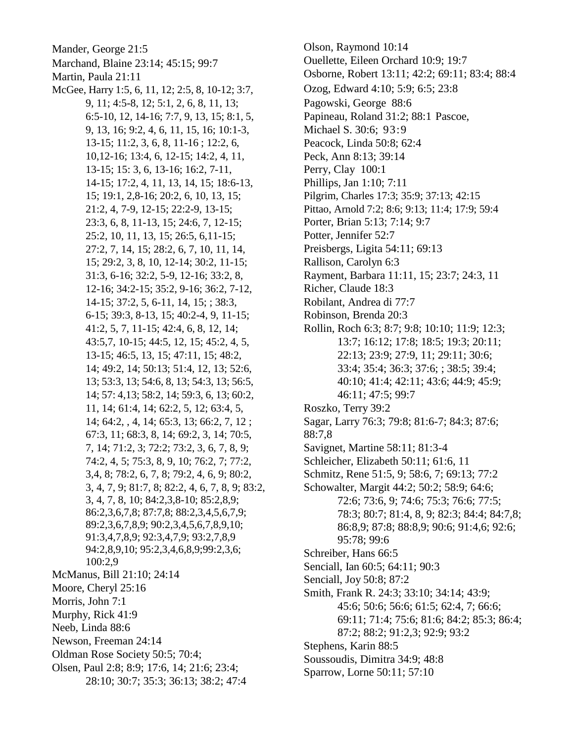Mander, George 21:5
Marchand, Blaine 23:14; 45:15; 99:7
Martin, Paula 21:11
McGee, Harry 1:5, 6, 11, 12; 2:5, 8, 10-12; 3:7, 9, 11; 4:5-8, 12; 5:1, 2, 6, 8, 11, 13; 6:5-10, 12, 14-16; 7:7, 9, 13, 15; 8:1, 5, 9, 13, 16; 9:2, 4, 6, 11, 15, 16; 10:1-3, 13-15; 11:2, 3, 6, 8, 11-16 ; 12:2, 6, 10,12-16; 13:4, 6, 12-15; 14:2, 4, 11, 13-15; 15: 3, 6, 13-16; 16:2, 7-11, 14-15; 17:2, 4, 11, 13, 14, 15; 18:6-13, 15; 19:1, 2,8-16; 20:2, 6, 10, 13, 15; 21:2, 4, 7-9, 12-15; 22:2-9, 13-15; 23:3, 6, 8, 11-13, 15; 24:6, 7, 12-15; 25:2, 10, 11, 13, 15; 26:5, 6,11-15; 27:2, 7, 14, 15; 28:2, 6, 7, 10, 11, 14, 15; 29:2, 3, 8, 10, 12-14; 30:2, 11-15; 31:3, 6-16; 32:2, 5-9, 12-16; 33:2, 8, 12-16; 34:2-15; 35:2, 9-16; 36:2, 7-12, 14-15; 37:2, 5, 6-11, 14, 15; ; 38:3, 6-15; 39:3, 8-13, 15; 40:2-4, 9, 11-15; 41:2, 5, 7, 11-15; 42:4, 6, 8, 12, 14; 43:5,7, 10-15; 44:5, 12, 15; 45:2, 4, 5, 13-15; 46:5, 13, 15; 47:11, 15; 48:2, 14; 49:2, 14; 50:13; 51:4, 12, 13; 52:6, 13; 53:3, 13; 54:6, 8, 13; 54:3, 13; 56:5, 14; 57: 4,13; 58:2, 14; 59:3, 6, 13; 60:2, 11, 14; 61:4, 14; 62:2, 5, 12; 63:4, 5, 14; 64:2, , 4, 14; 65:3, 13; 66:2, 7, 12 ; 67:3, 11; 68:3, 8, 14; 69:2, 3, 14; 70:5, 7, 14; 71:2, 3; 72:2; 73:2, 3, 6, 7, 8, 9; 74:2, 4, 5; 75:3, 8, 9, 10; 76:2, 7; 77:2, 3,4, 8; 78:2, 6, 7, 8; 79:2, 4, 6, 9; 80:2, 3, 4, 7, 9; 81:7, 8; 82:2, 4, 6, 7, 8, 9; 83:2, 3, 4, 7, 8, 10; 84:2,3,8-10; 85:2,8,9; 86:2,3,6,7,8; 87:7,8; 88:2,3,4,5,6,7,9; 89:2,3,6,7,8,9; 90:2,3,4,5,6,7,8,9,10; 91:3,4,7,8,9; 92:3,4,7,9; 93:2,7,8,9 94:2,8,9,10; 95:2,3,4,6,8,9;99:2,3,6; 100:2,9
McManus, Bill 21:10; 24:14
Moore, Cheryl 25:16
Morris, John 7:1
Murphy, Rick 41:9
Neeb, Linda 88:6
Newson, Freeman 24:14
Oldman Rose Society 50:5; 70:4;
Olsen, Paul 2:8; 8:9; 17:6, 14; 21:6; 23:4; 28:10; 30:7; 35:3; 36:13; 38:2; 47:4
Olson, Raymond 10:14
Ouellette, Eileen Orchard 10:9; 19:7
Osborne, Robert 13:11; 42:2; 69:11; 83:4; 88:4
Ozog, Edward 4:10; 5:9; 6:5; 23:8
Pagowski, George 88:6
Papineau, Roland 31:2; 88:1 Pascoe,
Michael S. 30:6; 93:9
Peacock, Linda 50:8; 62:4
Peck, Ann 8:13; 39:14
Perry, Clay 100:1
Phillips, Jan 1:10; 7:11
Pilgrim, Charles 17:3; 35:9; 37:13; 42:15
Pittao, Arnold 7:2; 8:6; 9:13; 11:4; 17:9; 59:4
Porter, Brian 5:13; 7:14; 9:7
Potter, Jennifer 52:7
Preisbergs, Ligita 54:11; 69:13
Rallison, Carolyn 6:3
Rayment, Barbara 11:11, 15; 23:7; 24:3, 11
Richer, Claude 18:3
Robilant, Andrea di 77:7
Robinson, Brenda 20:3
Rollin, Roch 6:3; 8:7; 9:8; 10:10; 11:9; 12:3; 13:7; 16:12; 17:8; 18:5; 19:3; 20:11; 22:13; 23:9; 27:9, 11; 29:11; 30:6; 33:4; 35:4; 36:3; 37:6; ; 38:5; 39:4; 40:10; 41:4; 42:11; 43:6; 44:9; 45:9; 46:11; 47:5; 99:7
Roszko, Terry 39:2
Sagar, Larry 76:3; 79:8; 81:6-7; 84:3; 87:6; 88:7,8
Savignet, Martine 58:11; 81:3-4
Schleicher, Elizabeth 50:11; 61:6, 11
Schmitz, Rene 51:5, 9; 58:6, 7; 69:13; 77:2
Schowalter, Margit 44:2; 50:2; 58:9; 64:6; 72:6; 73:6, 9; 74:6; 75:3; 76:6; 77:5; 78:3; 80:7; 81:4, 8, 9; 82:3; 84:4; 84:7,8; 86:8,9; 87:8; 88:8,9; 90:6; 91:4,6; 92:6; 95:78; 99:6
Schreiber, Hans 66:5
Senciall, Ian 60:5; 64:11; 90:3
Senciall, Joy 50:8; 87:2
Smith, Frank R. 24:3; 33:10; 34:14; 43:9; 45:6; 50:6; 56:6; 61:5; 62:4, 7; 66:6; 69:11; 71:4; 75:6; 81:6; 84:2; 85:3; 86:4; 87:2; 88:2; 91:2,3; 92:9; 93:2
Stephens, Karin 88:5
Soussoudis, Dimitra 34:9; 48:8
Sparrow, Lorne 50:11; 57:10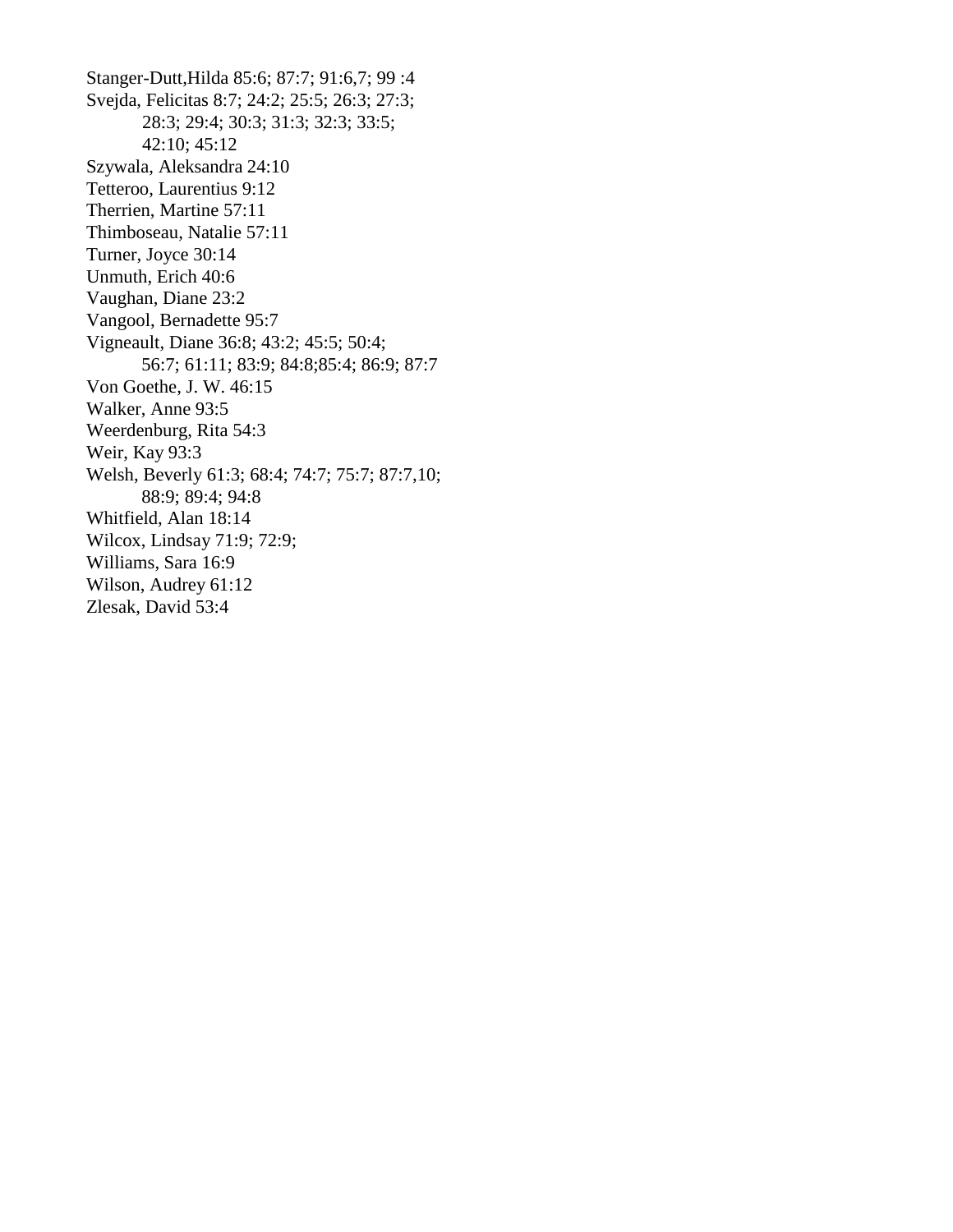Stanger-Dutt,Hilda 85:6; 87:7; 91:6,7; 99 :4

Svejda, Felicitas 8:7; 24:2; 25:5; 26:3; 27:3;
  28:3; 29:4; 30:3; 31:3; 32:3; 33:5;
  42:10; 45:12

Szywala, Aleksandra 24:10

Tetteroo, Laurentius 9:12

Therrien, Martine 57:11

Thimboseau, Natalie 57:11

Turner, Joyce 30:14

Unmuth, Erich 40:6

Vaughan, Diane 23:2

Vangool, Bernadette 95:7

Vigneault, Diane 36:8; 43:2; 45:5; 50:4;
  56:7; 61:11; 83:9; 84:8;85:4; 86:9; 87:7

Von Goethe, J. W. 46:15

Walker, Anne 93:5

Weerdenburg, Rita 54:3

Weir, Kay 93:3

Welsh, Beverly 61:3; 68:4; 74:7; 75:7; 87:7,10;
  88:9; 89:4; 94:8

Whitfield, Alan 18:14

Wilcox, Lindsay 71:9; 72:9;

Williams, Sara 16:9

Wilson, Audrey 61:12

Zlesak, David 53:4